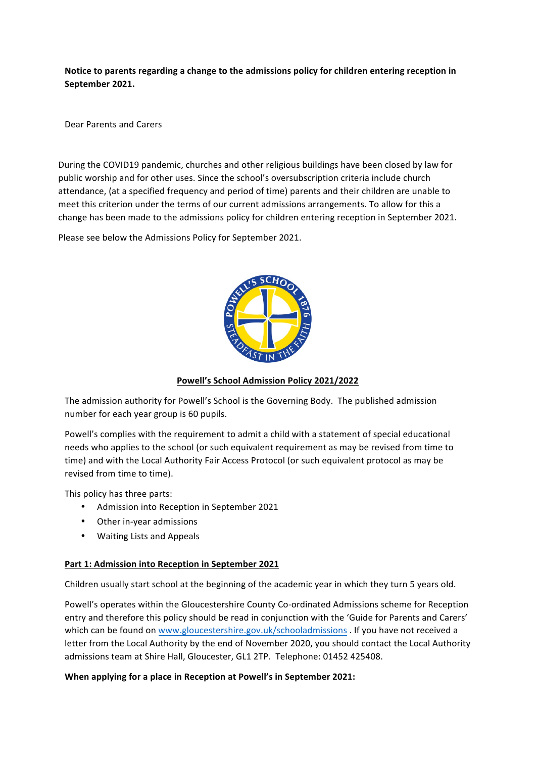**Notice to parents regarding a change to the admissions policy for children entering reception in September 2021.**

Dear Parents and Carers

During the COVID19 pandemic, churches and other religious buildings have been closed by law for public worship and for other uses. Since the school's oversubscription criteria include church attendance, (at a specified frequency and period of time) parents and their children are unable to meet this criterion under the terms of our current admissions arrangements. To allow for this a change has been made to the admissions policy for children entering reception in September 2021.

Please see below the Admissions Policy for September 2021.

## Powell's School Admission Policy 2021/2022

The admission authority for Powell's School is the Governing Body. The published admission number for each year group is 60 pupils.

Powell's complies with the requirement to admit a child with a statement of special educational needs who applies to the school (or such equivalent requirement as may be revised from time to time) and with the Local Authority Fair Access Protocol (or such equivalent protocol as may be revised from time to time).

This policy has three parts:

- Admission into Reception in September 2021
- Other in-year admissions
- Waiting Lists and Appeals

### Part 1: Admission into Reception in September 2021

Children usually start school at the beginning of the academic year in which they turn 5 years old.

Powell's operates within the Gloucestershire County Co-ordinated Admissions scheme for Reception entry and therefore this policy should be read in conjunction with the 'Guide for Parents and Carers' which can be found on www.gloucestershire.gov.uk/schooladmissions . If you have not received a letter from the Local Authority by the end of November 2020, you should contact the Local Authority admissions team at Shire Hall, Gloucester, GL1 2TP. Telephone: 01452 425408.

**When applying for a place in Reception at Powell's in September 2021:**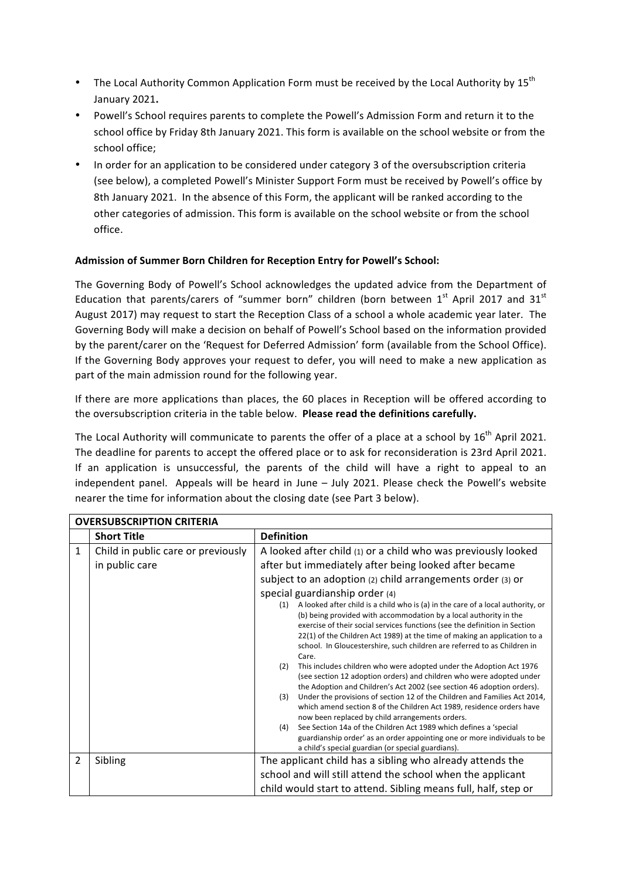- The Local Authority Common Application Form must be received by the Local Authority by 15th January 2021**.**
- Powell's School requires parents to complete the Powell's Admission Form and return it to the school office by Friday 8th January 2021. This form is available on the school website or from the school office;
- In order for an application to be considered under category 3 of the oversubscription criteria (see below), a completed Powell's Minister Support Form must be received by Powell's office by 8th January 2021. In the absence of this Form, the applicant will be ranked according to the other categories of admission. This form is available on the school website or from the school office.

**Admission of Summer Born Children for Reception Entry for Powell's School:**

The Governing Body of Powell's School acknowledges the updated advice from the Department of Education that parents/carers of "summer born" children (born between 1st April 2017 and 31st August 2017) may request to start the Reception Class of a school a whole academic year later. The Governing Body will make a decision on behalf of Powell's School based on the information provided by the parent/carer on the 'Request for Deferred Admission' form (available from the School Office). If the Governing Body approves your request to defer, you will need to make a new application as part of the main admission round for the following year.

If there are more applications than places, the 60 places in Reception will be offered according to the oversubscription criteria in the table below. **Please read the definitions carefully.**

The Local Authority will communicate to parents the offer of a place at a school by 16th April 2021. The deadline for parents to accept the offered place or to ask for reconsideration is 23rd April 2021. If an application is unsuccessful, the parents of the child will have a right to appeal to an independent panel. Appeals will be heard in June – July 2021. Please check the Powell's website nearer the time for information about the closing date (see Part 3 below).

| **OVERSUBSCRIPTION CRITERIA** | | |
|---|---|---|
| | **Short Title** | **Definition** |
| 1 | Child in public care or previously in public care | A looked after child (1) or a child who was previously looked after but immediately after being looked after became subject to an adoption (2) child arrangements order (3) or special guardianship order (4)<br>(1) A looked after child is a child who is (a) in the care of a local authority, or (b) being provided with accommodation by a local authority in the exercise of their social services functions (see the definition in Section 22(1) of the Children Act 1989) at the time of making an application to a school. In Gloucestershire, such children are referred to as Children in Care.<br>(2) This includes children who were adopted under the Adoption Act 1976 (see section 12 adoption orders) and children who were adopted under the Adoption and Children's Act 2002 (see section 46 adoption orders).<br>(3) Under the provisions of section 12 of the Children and Families Act 2014, which amend section 8 of the Children Act 1989, residence orders have now been replaced by child arrangements orders.<br>(4) See Section 14a of the Children Act 1989 which defines a 'special guardianship order' as an order appointing one or more individuals to be a child's special guardian (or special guardians). |
| 2 | Sibling | The applicant child has a sibling who already attends the school and will still attend the school when the applicant child would start to attend. Sibling means full, half, step or |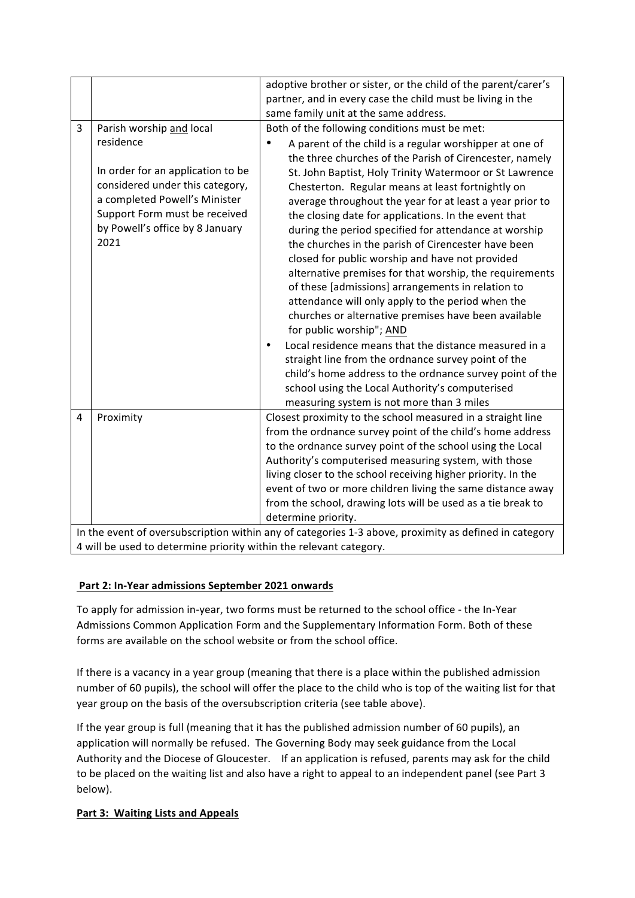| | | |
|---|---|---|
| | | adoptive brother or sister, or the child of the parent/carer's partner, and in every case the child must be living in the same family unit at the same address. |
| 3 | Parish worship and local residence<br><br>In order for an application to be considered under this category, a completed Powell's Minister Support Form must be received by Powell's office by 8 January 2021 | Both of the following conditions must be met:<br>• A parent of the child is a regular worshipper at one of the three churches of the Parish of Cirencester, namely St. John Baptist, Holy Trinity Watermoor or St Lawrence Chesterton. Regular means at least fortnightly on average throughout the year for at least a year prior to the closing date for applications. In the event that during the period specified for attendance at worship the churches in the parish of Cirencester have been closed for public worship and have not provided alternative premises for that worship, the requirements of these [admissions] arrangements in relation to attendance will only apply to the period when the churches or alternative premises have been available for public worship"; AND<br>• Local residence means that the distance measured in a straight line from the ordnance survey point of the child's home address to the ordnance survey point of the school using the Local Authority's computerised measuring system is not more than 3 miles |
| 4 | Proximity | Closest proximity to the school measured in a straight line from the ordnance survey point of the child's home address to the ordnance survey point of the school using the Local Authority's computerised measuring system, with those living closer to the school receiving higher priority. In the event of two or more children living the same distance away from the school, drawing lots will be used as a tie break to determine priority. |
| In the event of oversubscription within any of categories 1-3 above, proximity as defined in category 4 will be used to determine priority within the relevant category. | | |

## Part 2: In-Year admissions September 2021 onwards

To apply for admission in-year, two forms must be returned to the school office - the In-Year Admissions Common Application Form and the Supplementary Information Form. Both of these forms are available on the school website or from the school office.

If there is a vacancy in a year group (meaning that there is a place within the published admission number of 60 pupils), the school will offer the place to the child who is top of the waiting list for that year group on the basis of the oversubscription criteria (see table above).

If the year group is full (meaning that it has the published admission number of 60 pupils), an application will normally be refused. The Governing Body may seek guidance from the Local Authority and the Diocese of Gloucester. If an application is refused, parents may ask for the child to be placed on the waiting list and also have a right to appeal to an independent panel (see Part 3 below).

## Part 3: Waiting Lists and Appeals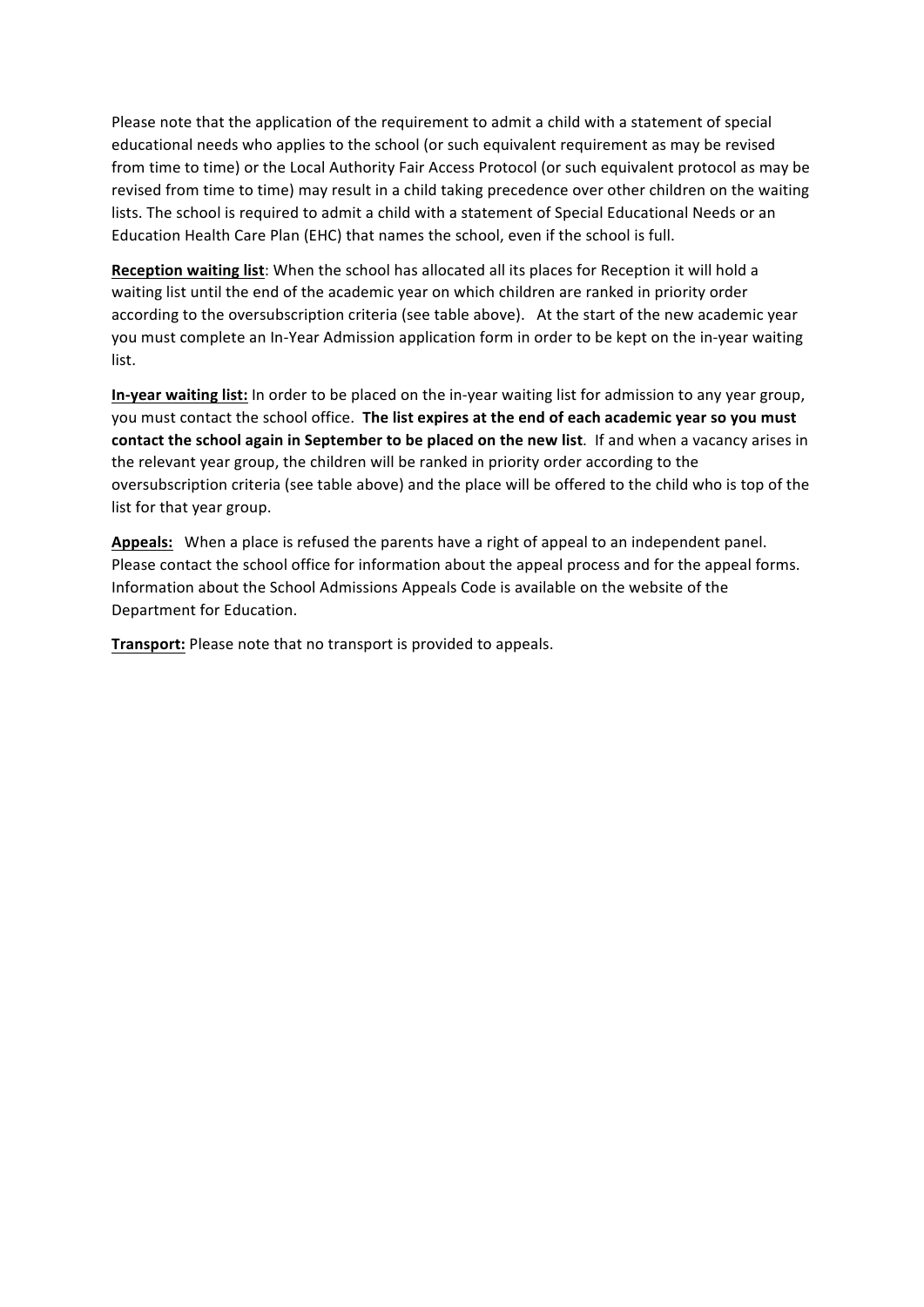Please note that the application of the requirement to admit a child with a statement of special educational needs who applies to the school (or such equivalent requirement as may be revised from time to time) or the Local Authority Fair Access Protocol (or such equivalent protocol as may be revised from time to time) may result in a child taking precedence over other children on the waiting lists. The school is required to admit a child with a statement of Special Educational Needs or an Education Health Care Plan (EHC) that names the school, even if the school is full.

**Reception waiting list**: When the school has allocated all its places for Reception it will hold a waiting list until the end of the academic year on which children are ranked in priority order according to the oversubscription criteria (see table above). At the start of the new academic year you must complete an In-Year Admission application form in order to be kept on the in-year waiting list.

**In-year waiting list:** In order to be placed on the in-year waiting list for admission to any year group, you must contact the school office. **The list expires at the end of each academic year so you must contact the school again in September to be placed on the new list**. If and when a vacancy arises in the relevant year group, the children will be ranked in priority order according to the oversubscription criteria (see table above) and the place will be offered to the child who is top of the list for that year group.

**Appeals:** When a place is refused the parents have a right of appeal to an independent panel. Please contact the school office for information about the appeal process and for the appeal forms. Information about the School Admissions Appeals Code is available on the website of the Department for Education.

**Transport:** Please note that no transport is provided to appeals.